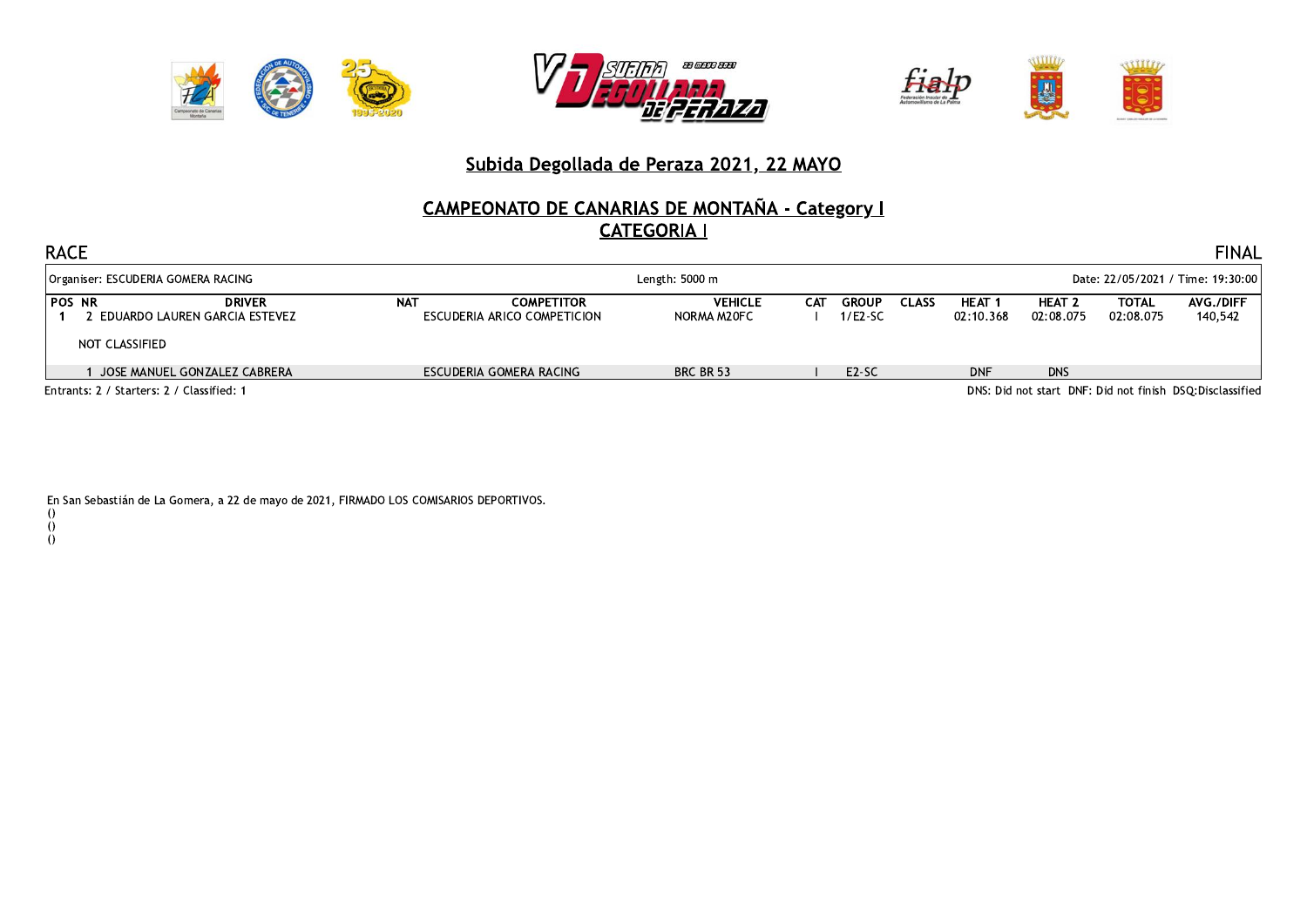# Subida Degollada de Peraza 2021, 22 MAYO

## CAMPEONATO DE CANARIAS DE MONTAÑA - Category I

## CATEGORIA I

RACE — FINAL

Organiser: ESCUDERIA GOMERA RACING | Length: 5000 m | Date: 22/05/2021 / Time: 19:30:00

| POS | NR | DRIVER | NAT | COMPETITOR | VEHICLE | CAT | GROUP | CLASS | HEAT 1 | HEAT 2 | TOTAL | AVG./DIFF |
|---|---|---|---|---|---|---|---|---|---|---|---|---|
| 1 | 2 | EDUARDO LAUREN GARCIA ESTEVEZ | | ESCUDERIA ARICO COMPETICION | NORMA M20FC | I | 1/E2-SC | | 02:10.368 | 02:08.075 | 02:08.075 | 140,542 |
| NOT CLASSIFIED | | | | | | | | | | | | |
| | 1 | JOSE MANUEL GONZALEZ CABRERA | | ESCUDERIA GOMERA RACING | BRC BR 53 | I | E2-SC | | DNF | DNS | | |

Entrants: 2 / Starters: 2 / Classified: 1

DNS: Did not start DNF: Did not finish DSQ:Disclassified

En San Sebastián de La Gomera, a 22 de mayo de 2021, FIRMADO LOS COMISARIOS DEPORTIVOS.

()

()

()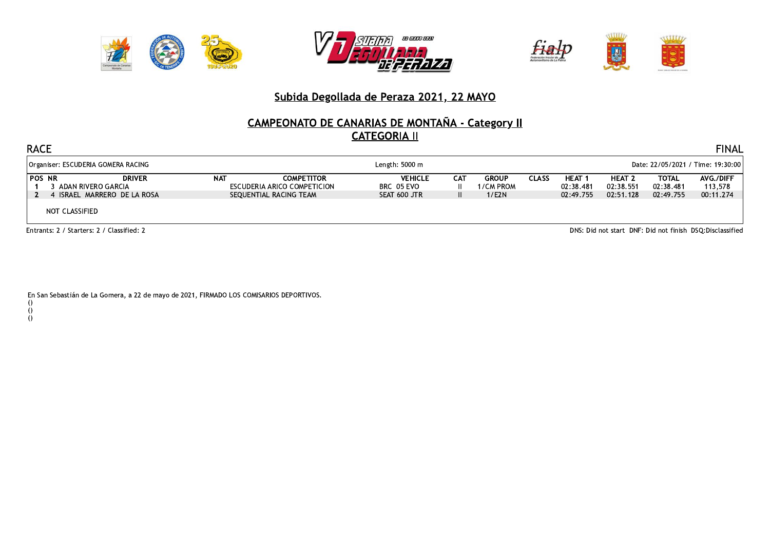## Subida Degollada de Peraza 2021, 22 MAYO

## CAMPEONATO DE CANARIAS DE MONTAÑA - Category II

## CATEGORIA II

RACE — FINAL

Organiser: ESCUDERIA GOMERA RACING — Length: 5000 m — Date: 22/05/2021 / Time: 19:30:00

| POS | NR | DRIVER | NAT | COMPETITOR | VEHICLE | CAT | GROUP | CLASS | HEAT 1 | HEAT 2 | TOTAL | AVG./DIFF |
|---|---|---|---|---|---|---|---|---|---|---|---|---|
| 1 | 3 | ADAN RIVERO GARCIA | | ESCUDERIA ARICO COMPETICION | BRC 05 EVO | II | 1/CM PROM | | 02:38.481 | 02:38.551 | 02:38.481 | 113,578 |
| 2 | 4 | ISRAEL MARRERO DE LA ROSA | | SEQUENTIAL RACING TEAM | SEAT 600 JTR | II | 1/E2N | | 02:49.755 | 02:51.128 | 02:49.755 | 00:11.274 |

NOT CLASSIFIED

Entrants: 2 / Starters: 2 / Classified: 2

DNS: Did not start DNF: Did not finish DSQ:Disclassified

En San Sebastián de La Gomera, a 22 de mayo de 2021, FIRMADO LOS COMISARIOS DEPORTIVOS.

()

()

()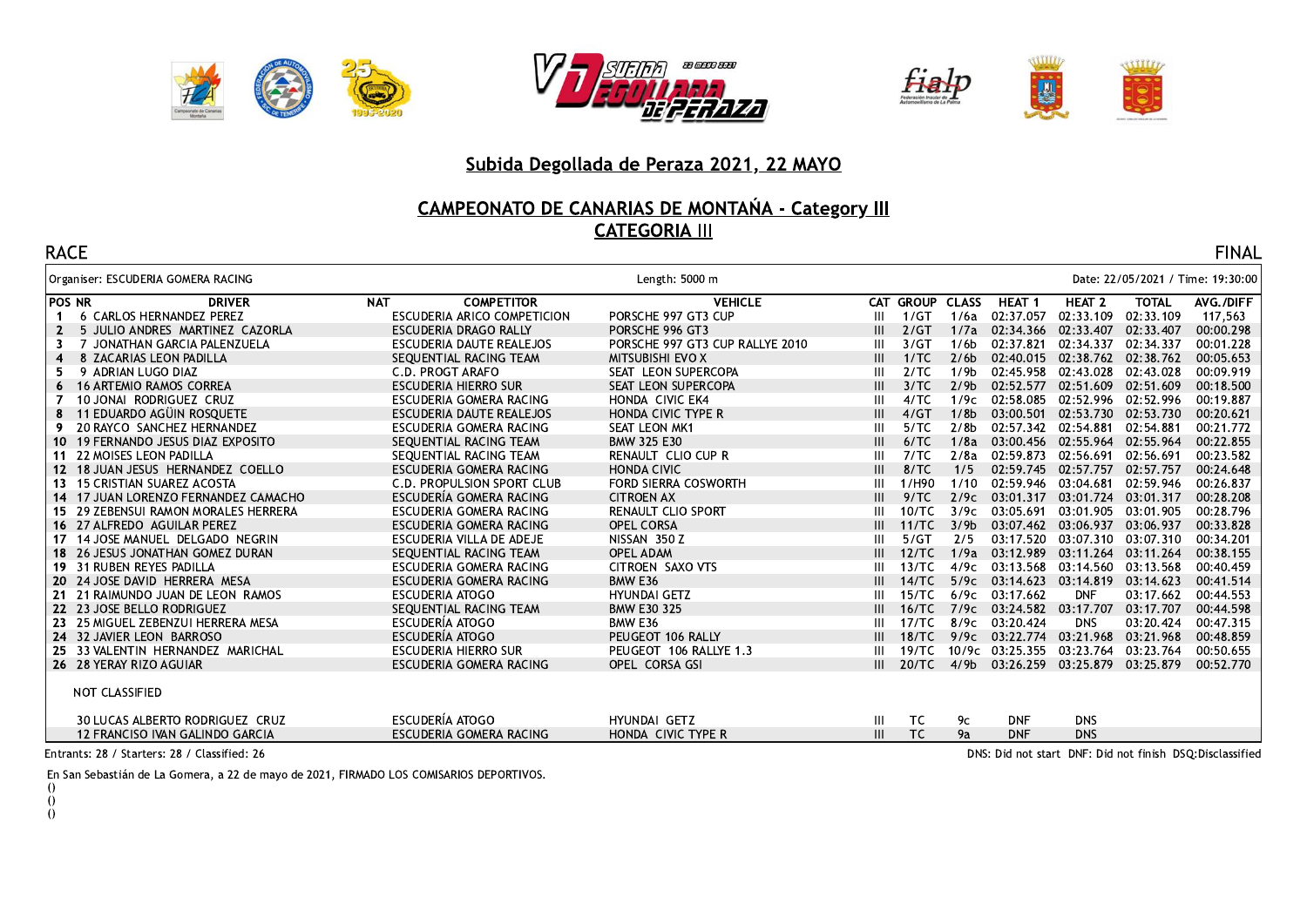## Subida Degollada de Peraza 2021, 22 MAYO

## CAMPEONATO DE CANARIAS DE MONTAÑA - Category III

## CATEGORIA III

RACE | FINAL

Organiser: ESCUDERIA GOMERA RACING | Length: 5000 m | Date: 22/05/2021 / Time: 19:30:00

| POS | NR | DRIVER | NAT | COMPETITOR | VEHICLE | CAT | GROUP | CLASS | HEAT 1 | HEAT 2 | TOTAL | AVG./DIFF |
|---|---|---|---|---|---|---|---|---|---|---|---|---|
| 1 | 6 | CARLOS HERNANDEZ PEREZ | | ESCUDERIA ARICO COMPETICION | PORSCHE 997 GT3 CUP | III | 1/GT | 1/6a | 02:37.057 | 02:33.109 | 02:33.109 | 117,563 |
| 2 | 5 | JULIO ANDRES MARTINEZ CAZORLA | | ESCUDERIA DRAGO RALLY | PORSCHE 996 GT3 | III | 2/GT | 1/7a | 02:34.366 | 02:33.407 | 02:33.407 | 00:00.298 |
| 3 | 7 | JONATHAN GARCIA PALENZUELA | | ESCUDERIA DAUTE REALEJOS | PORSCHE 997 GT3 CUP RALLYE 2010 | III | 3/GT | 1/6b | 02:37.821 | 02:34.337 | 02:34.337 | 00:01.228 |
| 4 | 8 | ZACARIAS LEON PADILLA | | SEQUENTIAL RACING TEAM | MITSUBISHI EVO X | III | 1/TC | 2/6b | 02:40.015 | 02:38.762 | 02:38.762 | 00:05.653 |
| 5 | 9 | ADRIAN LUGO DIAZ | | C.D. PROGT ARAFO | SEAT LEON SUPERCOPA | III | 2/TC | 1/9b | 02:45.958 | 02:43.028 | 02:43.028 | 00:09.919 |
| 6 | 16 | ARTEMIO RAMOS CORREA | | ESCUDERIA HIERRO SUR | SEAT LEON SUPERCOPA | III | 3/TC | 2/9b | 02:52.577 | 02:51.609 | 02:51.609 | 00:18.500 |
| 7 | 10 | JONAI RODRIGUEZ CRUZ | | ESCUDERIA GOMERA RACING | HONDA CIVIC EK4 | III | 4/TC | 1/9c | 02:58.085 | 02:52.996 | 02:52.996 | 00:19.887 |
| 8 | 11 | EDUARDO AGÜIN ROSQUETE | | ESCUDERIA DAUTE REALEJOS | HONDA CIVIC TYPE R | III | 4/GT | 1/8b | 03:00.501 | 02:53.730 | 02:53.730 | 00:20.621 |
| 9 | 20 | RAYCO SANCHEZ HERNANDEZ | | ESCUDERIA GOMERA RACING | SEAT LEON MK1 | III | 5/TC | 2/8b | 02:57.342 | 02:54.881 | 02:54.881 | 00:21.772 |
| 10 | 19 | FERNANDO JESUS DIAZ EXPOSITO | | SEQUENTIAL RACING TEAM | BMW 325 E30 | III | 6/TC | 1/8a | 03:00.456 | 02:55.964 | 02:55.964 | 00:22.855 |
| 11 | 22 | MOISES LEON PADILLA | | SEQUENTIAL RACING TEAM | RENAULT CLIO CUP R | III | 7/TC | 2/8a | 02:59.873 | 02:56.691 | 02:56.691 | 00:23.582 |
| 12 | 18 | JUAN JESUS HERNANDEZ COELLO | | ESCUDERIA GOMERA RACING | HONDA CIVIC | III | 8/TC | 1/5 | 02:59.745 | 02:57.757 | 02:57.757 | 00:24.648 |
| 13 | 15 | CRISTIAN SUAREZ ACOSTA | | C.D. PROPULSION SPORT CLUB | FORD SIERRA COSWORTH | III | 1/H90 | 1/10 | 02:59.946 | 03:04.681 | 02:59.946 | 00:26.837 |
| 14 | 17 | JUAN LORENZO FERNANDEZ CAMACHO | | ESCUDERÍA GOMERA RACING | CITROEN AX | III | 9/TC | 2/9c | 03:01.317 | 03:01.724 | 03:01.317 | 00:28.208 |
| 15 | 29 | ZEBENSUI RAMON MORALES HERRERA | | ESCUDERIA GOMERA RACING | RENAULT CLIO SPORT | III | 10/TC | 3/9c | 03:05.691 | 03:01.905 | 03:01.905 | 00:28.796 |
| 16 | 27 | ALFREDO AGUILAR PEREZ | | ESCUDERIA GOMERA RACING | OPEL CORSA | III | 11/TC | 3/9b | 03:07.462 | 03:06.937 | 03:06.937 | 00:33.828 |
| 17 | 14 | JOSE MANUEL DELGADO NEGRIN | | ESCUDERIA VILLA DE ADEJE | NISSAN 350 Z | III | 5/GT | 2/5 | 03:17.520 | 03:07.310 | 03:07.310 | 00:34.201 |
| 18 | 26 | JESUS JONATHAN GOMEZ DURAN | | SEQUENTIAL RACING TEAM | OPEL ADAM | III | 12/TC | 1/9a | 03:12.989 | 03:11.264 | 03:11.264 | 00:38.155 |
| 19 | 31 | RUBEN REYES PADILLA | | ESCUDERIA GOMERA RACING | CITROEN SAXO VTS | III | 13/TC | 4/9c | 03:13.568 | 03:14.560 | 03:13.568 | 00:40.459 |
| 20 | 24 | JOSE DAVID HERRERA MESA | | ESCUDERIA GOMERA RACING | BMW E36 | III | 14/TC | 5/9c | 03:14.623 | 03:14.819 | 03:14.623 | 00:41.514 |
| 21 | 21 | RAIMUNDO JUAN DE LEON RAMOS | | ESCUDERIA ATOGO | HYUNDAI GETZ | III | 15/TC | 6/9c | 03:17.662 | DNF | 03:17.662 | 00:44.553 |
| 22 | 23 | JOSE BELLO RODRIGUEZ | | SEQUENTIAL RACING TEAM | BMW E30 325 | III | 16/TC | 7/9c | 03:24.582 | 03:17.707 | 03:17.707 | 00:44.598 |
| 23 | 25 | MIGUEL ZEBENZUI HERRERA MESA | | ESCUDERÍA ATOGO | BMW E36 | III | 17/TC | 8/9c | 03:20.424 | DNS | 03:20.424 | 00:47.315 |
| 24 | 32 | JAVIER LEON BARROSO | | ESCUDERÍA ATOGO | PEUGEOT 106 RALLY | III | 18/TC | 9/9c | 03:22.774 | 03:21.968 | 03:21.968 | 00:48.859 |
| 25 | 33 | VALENTIN HERNANDEZ MARICHAL | | ESCUDERIA HIERRO SUR | PEUGEOT 106 RALLYE 1.3 | III | 19/TC | 10/9c | 03:25.355 | 03:23.764 | 03:23.764 | 00:50.655 |
| 26 | 28 | YERAY RIZO AGUIAR | | ESCUDERIA GOMERA RACING | OPEL CORSA GSI | III | 20/TC | 4/9b | 03:26.259 | 03:25.879 | 03:25.879 | 00:52.770 |
| | | **NOT CLASSIFIED** | | | | | | | | | | |
| | 30 | LUCAS ALBERTO RODRIGUEZ CRUZ | | ESCUDERÍA ATOGO | HYUNDAI GETZ | III | TC | 9c | DNF | DNS | | |
| | 12 | FRANCISO IVAN GALINDO GARCIA | | ESCUDERIA GOMERA RACING | HONDA CIVIC TYPE R | III | TC | 9a | DNF | DNS | | |

Entrants: 28 / Starters: 28 / Classified: 26

DNS: Did not start DNF: Did not finish DSQ:Disclassified

En San Sebastián de La Gomera, a 22 de mayo de 2021, FIRMADO LOS COMISARIOS DEPORTIVOS.

()
()
()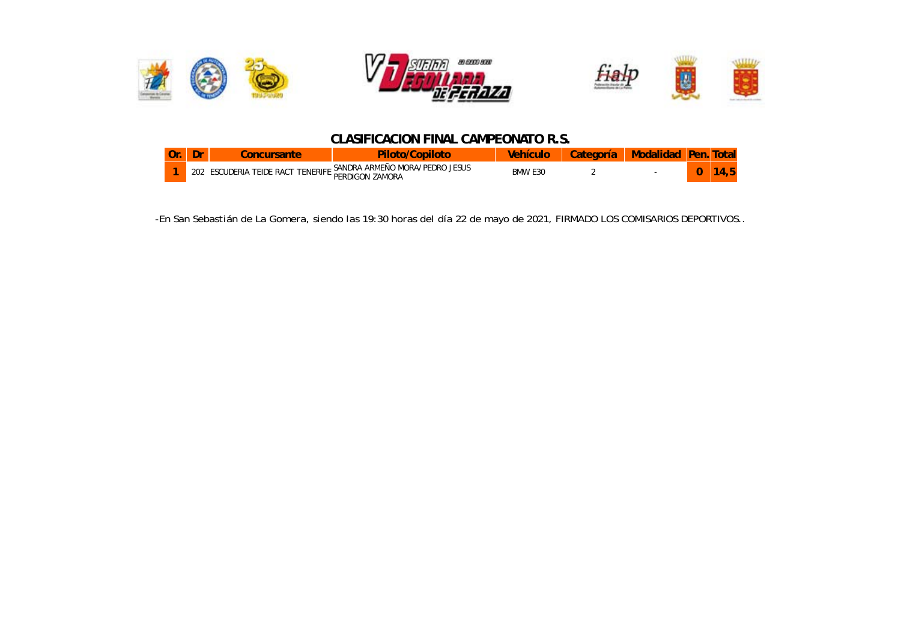## CLASIFICACION FINAL CAMPEONATO R.S.

| Or. | Dr | Concursante | Piloto/Copiloto | Vehículo | Categoría | Modalidad | Pen. | Total |
|---|---|---|---|---|---|---|---|---|
| 1 | 202 | ESCUDERIA TEIDE RACT TENERIFE | SANDRA ARMEÑO MORA/PEDRO JESUS PERDIGON ZAMORA | BMW E30 | 2 | - | 0 | 14,5 |

-En San Sebastián de La Gomera, siendo las 19:30 horas del día 22 de mayo de 2021, FIRMADO LOS COMISARIOS DEPORTIVOS..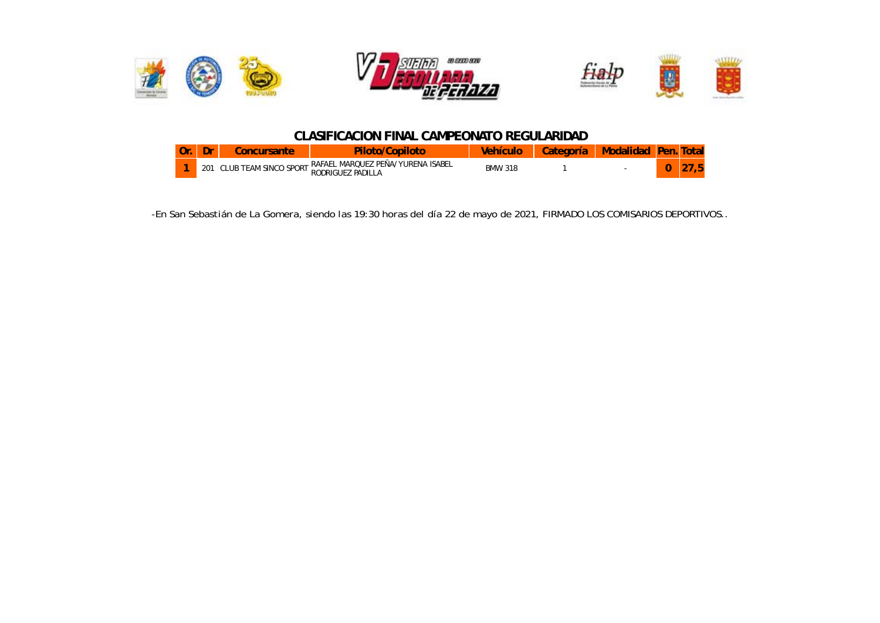## CLASIFICACION FINAL CAMPEONATO REGULARIDAD

| Or. | Dr | Concursante | Piloto/Copiloto | Vehículo | Categoría | Modalidad | Pen. | Total |
|---|---|---|---|---|---|---|---|---|
| 1 | 201 | CLUB TEAM SINCO SPORT | RAFAEL MARQUEZ PEÑA/ YURENA ISABEL RODRIGUEZ PADILLA | BMW 318 | 1 | - | 0 | 27,5 |

-En San Sebastián de La Gomera, siendo las 19:30 horas del día 22 de mayo de 2021, FIRMADO LOS COMISARIOS DEPORTIVOS..